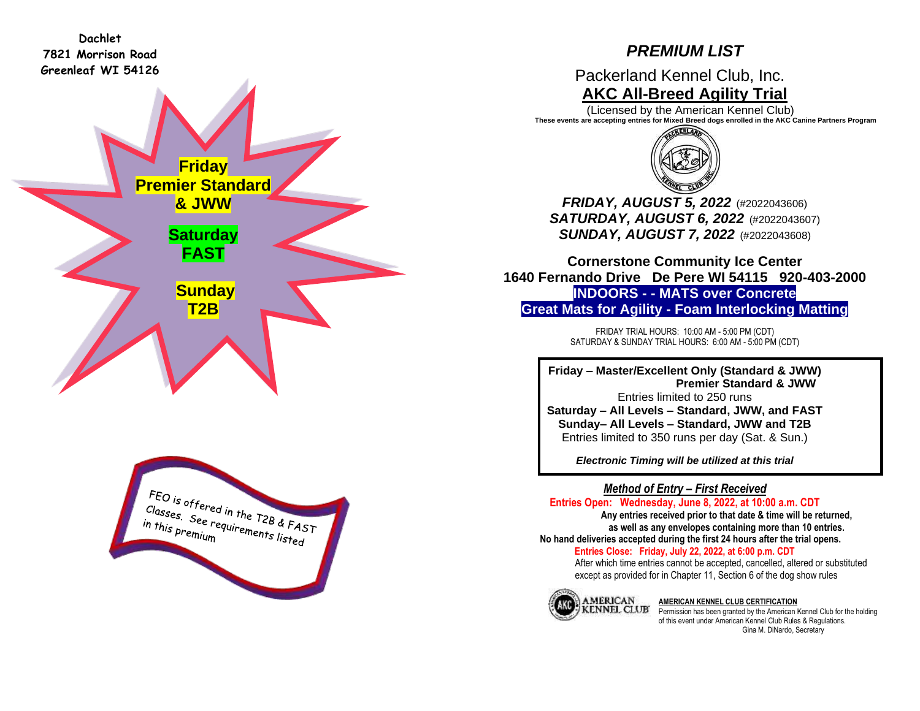Dachlet
7821 Morrison Road
Greenleaf WI 54126

**Friday**
**Premier Standard & JWW**

**Saturday**
**FAST**

**Sunday**
**T2B**

FEO is offered in the T2B & FAST Classes. See requirements listed in this premium

# *PREMIUM LIST*

## Packerland Kennel Club, Inc.

## AKC All-Breed Agility Trial

(Licensed by the American Kennel Club)

**These events are accepting entries for Mixed Breed dogs enrolled in the AKC Canine Partners Program**

***FRIDAY, AUGUST 5, 2022*** (#2022043606)
***SATURDAY, AUGUST 6, 2022*** (#2022043607)
***SUNDAY, AUGUST 7, 2022*** (#2022043608)

**Cornerstone Community Ice Center**
**1640 Fernando Drive De Pere WI 54115 920-403-2000**
**INDOORS - - MATS over Concrete**
**Great Mats for Agility - Foam Interlocking Matting**

FRIDAY TRIAL HOURS: 10:00 AM - 5:00 PM (CDT)
SATURDAY & SUNDAY TRIAL HOURS: 6:00 AM - 5:00 PM (CDT)

**Friday – Master/Excellent Only (Standard & JWW)**
**Premier Standard & JWW**
Entries limited to 250 runs
**Saturday – All Levels – Standard, JWW, and FAST**
**Sunday– All Levels – Standard, JWW and T2B**
Entries limited to 350 runs per day (Sat. & Sun.)

***Electronic Timing will be utilized at this trial***

### *Method of Entry – First Received*

**Entries Open: Wednesday, June 8, 2022, at 10:00 a.m. CDT**
**Any entries received prior to that date & time will be returned, as well as any envelopes containing more than 10 entries.**
**No hand deliveries accepted during the first 24 hours after the trial opens.**
**Entries Close: Friday, July 22, 2022, at 6:00 p.m. CDT**
After which time entries cannot be accepted, cancelled, altered or substituted except as provided for in Chapter 11, Section 6 of the dog show rules

**AMERICAN KENNEL CLUB CERTIFICATION**
Permission has been granted by the American Kennel Club for the holding of this event under American Kennel Club Rules & Regulations.
Gina M. DiNardo, Secretary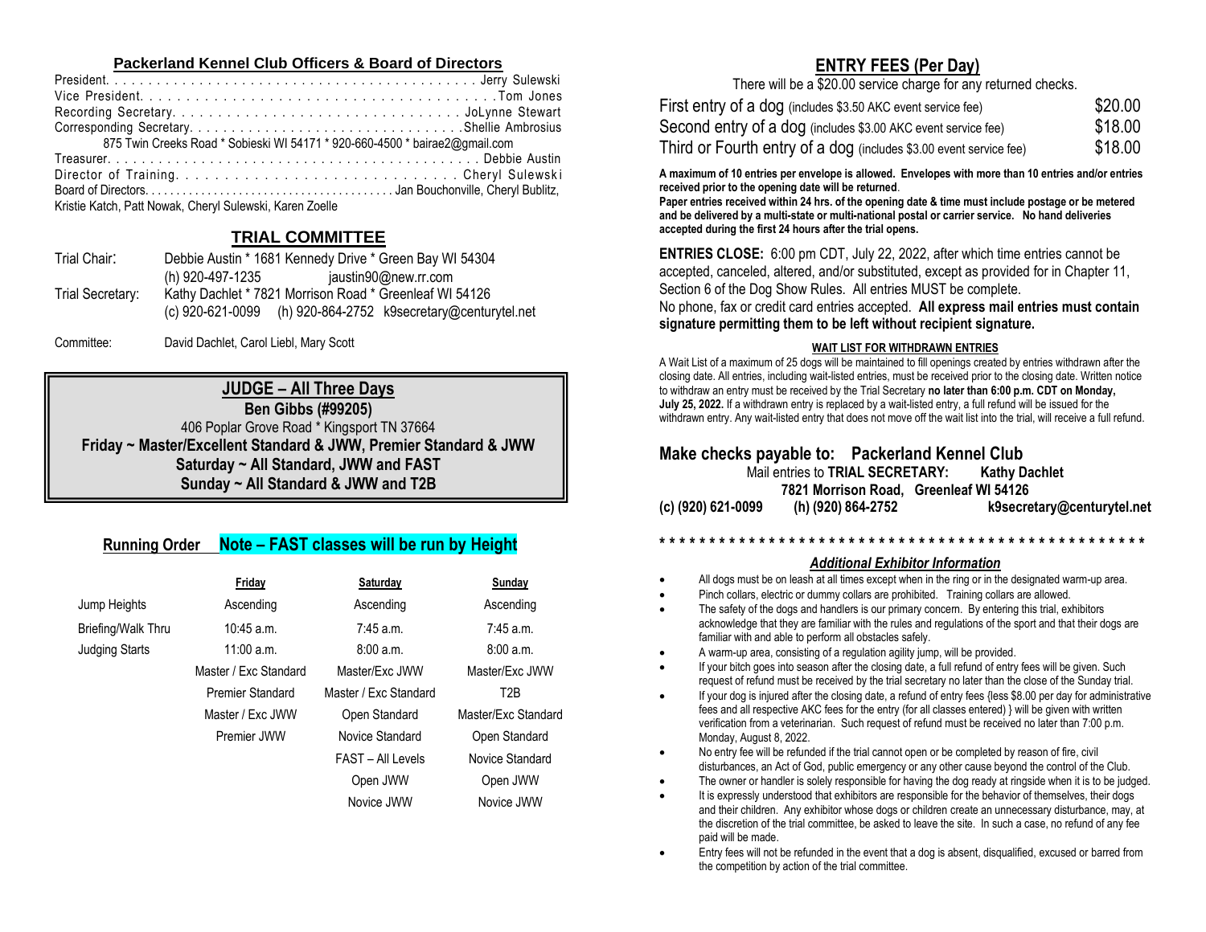## Packerland Kennel Club Officers & Board of Directors

President. . . . . . . . . . . . . . . . . . . . . . . . . . . . . . . . . . . . . . . . . . . . Jerry Sulewski
Vice President. . . . . . . . . . . . . . . . . . . . . . . . . . . . . . . . . . . . . . . . .Tom Jones
Recording Secretary. . . . . . . . . . . . . . . . . . . . . . . . . . . . . . . . . JoLynne Stewart
Corresponding Secretary. . . . . . . . . . . . . . . . . . . . . . . . . . . . . . . .Shellie Ambrosius
875 Twin Creeks Road * Sobieski WI 54171 * 920-660-4500 * bairae2@gmail.com
Treasurer. . . . . . . . . . . . . . . . . . . . . . . . . . . . . . . . . . . . . . . . . . . Debbie Austin
Director of Training. . . . . . . . . . . . . . . . . . . . . . . . . . . . . . Cheryl Sulewski
Board of Directors. . . . . . . . . . . . . . . . . . . . . . . . . . . . . . . . . . . . . . Jan Bouchonville, Cheryl Bublitz, Kristie Katch, Patt Nowak, Cheryl Sulewski, Karen Zoelle

## TRIAL COMMITTEE

Trial Chair: Debbie Austin * 1681 Kennedy Drive * Green Bay WI 54304
(h) 920-497-1235 jaustin90@new.rr.com

Trial Secretary: Kathy Dachlet * 7821 Morrison Road * Greenleaf WI 54126
(c) 920-621-0099 (h) 920-864-2752 k9secretary@centurytel.net

Committee: David Dachlet, Carol Liebl, Mary Scott

## JUDGE – All Three Days

**Ben Gibbs (#99205)**
406 Poplar Grove Road * Kingsport TN 37664
**Friday ~ Master/Excellent Standard & JWW, Premier Standard & JWW**
**Saturday ~ All Standard, JWW and FAST**
**Sunday ~ All Standard & JWW and T2B**

## Running Order Note – FAST classes will be run by Height

| | Friday | Saturday | Sunday |
|---|---|---|---|
| Jump Heights | Ascending | Ascending | Ascending |
| Briefing/Walk Thru | 10:45 a.m. | 7:45 a.m. | 7:45 a.m. |
| Judging Starts | 11:00 a.m. | 8:00 a.m. | 8:00 a.m. |
| | Master / Exc Standard | Master/Exc JWW | Master/Exc JWW |
| | Premier Standard | Master / Exc Standard | T2B |
| | Master / Exc JWW | Open Standard | Master/Exc Standard |
| | Premier JWW | Novice Standard | Open Standard |
| | | FAST – All Levels | Novice Standard |
| | | Open JWW | Open JWW |
| | | Novice JWW | Novice JWW |

## ENTRY FEES (Per Day)

There will be a $20.00 service charge for any returned checks.

| | |
|---|---|
| First entry of a dog (includes $3.50 AKC event service fee) | $20.00 |
| Second entry of a dog (includes $3.00 AKC event service fee) | $18.00 |
| Third or Fourth entry of a dog (includes $3.00 event service fee) | $18.00 |

**A maximum of 10 entries per envelope is allowed. Envelopes with more than 10 entries and/or entries received prior to the opening date will be returned**.
**Paper entries received within 24 hrs. of the opening date & time must include postage or be metered and be delivered by a multi-state or multi-national postal or carrier service. No hand deliveries accepted during the first 24 hours after the trial opens.**

**ENTRIES CLOSE:** 6:00 pm CDT, July 22, 2022, after which time entries cannot be accepted, canceled, altered, and/or substituted, except as provided for in Chapter 11, Section 6 of the Dog Show Rules. All entries MUST be complete.
No phone, fax or credit card entries accepted. **All express mail entries must contain signature permitting them to be left without recipient signature.**

### WAIT LIST FOR WITHDRAWN ENTRIES

A Wait List of a maximum of 25 dogs will be maintained to fill openings created by entries withdrawn after the closing date. All entries, including wait-listed entries, must be received prior to the closing date. Written notice to withdraw an entry must be received by the Trial Secretary **no later than 6:00 p.m. CDT on Monday, July 25, 2022.** If a withdrawn entry is replaced by a wait-listed entry, a full refund will be issued for the withdrawn entry. Any wait-listed entry that does not move off the wait list into the trial, will receive a full refund.

## Make checks payable to: Packerland Kennel Club

Mail entries to **TRIAL SECRETARY: Kathy Dachlet**
**7821 Morrison Road, Greenleaf WI 54126**
**(c) (920) 621-0099 (h) (920) 864-2752 k9secretary@centurytel.net**

* * * * * * * * * * * * * * * * * * * * * * * * * * * * * * * * * * * * * * * * * * * * * * * *

### *Additional Exhibitor Information*

- All dogs must be on leash at all times except when in the ring or in the designated warm-up area.
- Pinch collars, electric or dummy collars are prohibited. Training collars are allowed.
- The safety of the dogs and handlers is our primary concern. By entering this trial, exhibitors acknowledge that they are familiar with the rules and regulations of the sport and that their dogs are familiar with and able to perform all obstacles safely.
- A warm-up area, consisting of a regulation agility jump, will be provided.
- If your bitch goes into season after the closing date, a full refund of entry fees will be given. Such request of refund must be received by the trial secretary no later than the close of the Sunday trial.
- If your dog is injured after the closing date, a refund of entry fees {less $8.00 per day for administrative fees and all respective AKC fees for the entry (for all classes entered) } will be given with written verification from a veterinarian. Such request of refund must be received no later than 7:00 p.m. Monday, August 8, 2022.
- No entry fee will be refunded if the trial cannot open or be completed by reason of fire, civil disturbances, an Act of God, public emergency or any other cause beyond the control of the Club.
- The owner or handler is solely responsible for having the dog ready at ringside when it is to be judged.
- It is expressly understood that exhibitors are responsible for the behavior of themselves, their dogs and their children. Any exhibitor whose dogs or children create an unnecessary disturbance, may, at the discretion of the trial committee, be asked to leave the site. In such a case, no refund of any fee paid will be made.
- Entry fees will not be refunded in the event that a dog is absent, disqualified, excused or barred from the competition by action of the trial committee.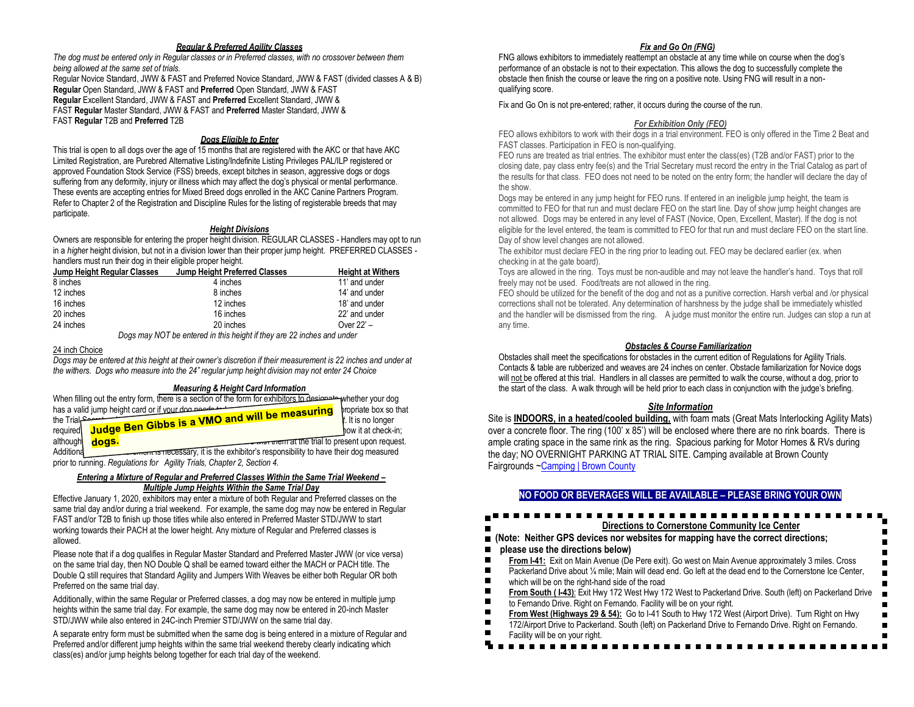### *Regular & Preferred Agility Classes*

*The dog must be entered only in Regular classes or in Preferred classes, with no crossover between them being allowed at the same set of trials.*

Regular Novice Standard, JWW & FAST and Preferred Novice Standard, JWW & FAST (divided classes A & B)
**Regular** Open Standard, JWW & FAST and **Preferred** Open Standard, JWW & FAST
**Regular** Excellent Standard, JWW & FAST and **Preferred** Excellent Standard, JWW & FAST **Regular** Master Standard, JWW & FAST and **Preferred** Master Standard, JWW & FAST **Regular** T2B and **Preferred** T2B

### *Dogs Eligible to Enter*

This trial is open to all dogs over the age of 15 months that are registered with the AKC or that have AKC Limited Registration, are Purebred Alternative Listing/Indefinite Listing Privileges PAL/ILP registered or approved Foundation Stock Service (FSS) breeds, except bitches in season, aggressive dogs or dogs suffering from any deformity, injury or illness which may affect the dog's physical or mental performance. These events are accepting entries for Mixed Breed dogs enrolled in the AKC Canine Partners Program. Refer to Chapter 2 of the Registration and Discipline Rules for the listing of registerable breeds that may participate.

### *Height Divisions*

Owners are responsible for entering the proper height division. REGULAR CLASSES - Handlers may opt to run in a *higher* height division, but not in a division lower than their proper jump height. PREFERRED CLASSES - handlers must run their dog in their eligible proper height.

| Jump Height Regular Classes | Jump Height Preferred Classes | Height at Withers |
|---|---|---|
| 8 inches | 4 inches | 11' and under |
| 12 inches | 8 inches | 14' and under |
| 16 inches | 12 inches | 18' and under |
| 20 inches | 16 inches | 22' and under |
| 24 inches | 20 inches | Over 22' – |

*Dogs may NOT be entered in this height if they are 22 inches and under*

24 inch Choice

*Dogs may be entered at this height at their owner's discretion if their measurement is 22 inches and under at the withers. Dogs who measure into the 24" regular jump height division may not enter 24 Choice*

### *Measuring & Height Card Information*

When filling out the entry form, there is a section of the form for exhibitors to designate whether your dog has a valid jump height card or if your dog needs to ... propriate box so that the Trial ... It is no longer required ... how it at check-in; although ... with them at the trial to present upon request. Additional ... is necessary, it is the exhibitor's responsibility to have their dog measured prior to running. *Regulations for Agility Trials, Chapter 2, Section 4.*

**Judge Ben Gibbs is a VMO and will be measuring dogs.**

### *Entering a Mixture of Regular and Preferred Classes Within the Same Trial Weekend – Multiple Jump Heights Within the Same Trial Day*

Effective January 1, 2020, exhibitors may enter a mixture of both Regular and Preferred classes on the same trial day and/or during a trial weekend. For example, the same dog may now be entered in Regular FAST and/or T2B to finish up those titles while also entered in Preferred Master STD/JWW to start working towards their PACH at the lower height. Any mixture of Regular and Preferred classes is allowed.

Please note that if a dog qualifies in Regular Master Standard and Preferred Master JWW (or vice versa) on the same trial day, then NO Double Q shall be earned toward either the MACH or PACH title. The Double Q still requires that Standard Agility and Jumpers With Weaves be either both Regular OR both Preferred on the same trial day.

Additionally, within the same Regular or Preferred classes, a dog may now be entered in multiple jump heights within the same trial day. For example, the same dog may now be entered in 20-inch Master STD/JWW while also entered in 24C-inch Premier STD/JWW on the same trial day.

A separate entry form must be submitted when the same dog is being entered in a mixture of Regular and Preferred and/or different jump heights within the same trial weekend thereby clearly indicating which class(es) and/or jump heights belong together for each trial day of the weekend.

### *Fix and Go On (FNG)*

FNG allows exhibitors to immediately reattempt an obstacle at any time while on course when the dog's performance of an obstacle is not to their expectation. This allows the dog to successfully complete the obstacle then finish the course or leave the ring on a positive note. Using FNG will result in a non-qualifying score.

Fix and Go On is not pre-entered; rather, it occurs during the course of the run.

### *For Exhibition Only (FEO)*

FEO allows exhibitors to work with their dogs in a trial environment. FEO is only offered in the Time 2 Beat and FAST classes. Participation in FEO is non-qualifying.

FEO runs are treated as trial entries. The exhibitor must enter the class(es) (T2B and/or FAST) prior to the closing date, pay class entry fee(s) and the Trial Secretary must record the entry in the Trial Catalog as part of the results for that class. FEO does not need to be noted on the entry form; the handler will declare the day of the show.

Dogs may be entered in any jump height for FEO runs. If entered in an ineligible jump height, the team is committed to FEO for that run and must declare FEO on the start line. Day of show jump height changes are not allowed. Dogs may be entered in any level of FAST (Novice, Open, Excellent, Master). If the dog is not eligible for the level entered, the team is committed to FEO for that run and must declare FEO on the start line. Day of show level changes are not allowed.

The exhibitor must declare FEO in the ring prior to leading out. FEO may be declared earlier (ex. when checking in at the gate board).

Toys are allowed in the ring. Toys must be non-audible and may not leave the handler's hand. Toys that roll freely may not be used. Food/treats are not allowed in the ring.

FEO should be utilized for the benefit of the dog and not as a punitive correction. Harsh verbal and /or physical corrections shall not be tolerated. Any determination of harshness by the judge shall be immediately whistled and the handler will be dismissed from the ring. A judge must monitor the entire run. Judges can stop a run at any time.

### *Obstacles & Course Familiarization*

Obstacles shall meet the specifications for obstacles in the current edition of Regulations for Agility Trials. Contacts & table are rubberized and weaves are 24 inches on center. Obstacle familiarization for Novice dogs will not be offered at this trial. Handlers in all classes are permitted to walk the course, without a dog, prior to the start of the class. A walk through will be held prior to each class in conjunction with the judge's briefing.

### *Site Information*

Site is **INDOORS, in a heated/cooled building,** with foam mats (Great Mats Interlocking Agility Mats) over a concrete floor. The ring (100' x 85') will be enclosed where there are no rink boards. There is ample crating space in the same rink as the ring. Spacious parking for Motor Homes & RVs during the day; NO OVERNIGHT PARKING AT TRIAL SITE. Camping available at Brown County Fairgrounds ~Camping | Brown County

**NO FOOD OR BEVERAGES WILL BE AVAILABLE – PLEASE BRING YOUR OWN**

**Directions to Cornerstone Community Ice Center**

**(Note: Neither GPS devices nor websites for mapping have the correct directions; please use the directions below)**

**From I-41:** Exit on Main Avenue (De Pere exit). Go west on Main Avenue approximately 3 miles. Cross Packerland Drive about ¼ mile; Main will dead end. Go left at the dead end to the Cornerstone Ice Center, which will be on the right-hand side of the road

**From South ( I-43)**: Exit Hwy 172 West Hwy 172 West to Packerland Drive. South (left) on Packerland Drive to Fernando Drive. Right on Fernando. Facility will be on your right.

**From West (Highways 29 & 54):** Go to I-41 South to Hwy 172 West (Airport Drive). Turn Right on Hwy 172/Airport Drive to Packerland. South (left) on Packerland Drive to Fernando Drive. Right on Fernando. Facility will be on your right.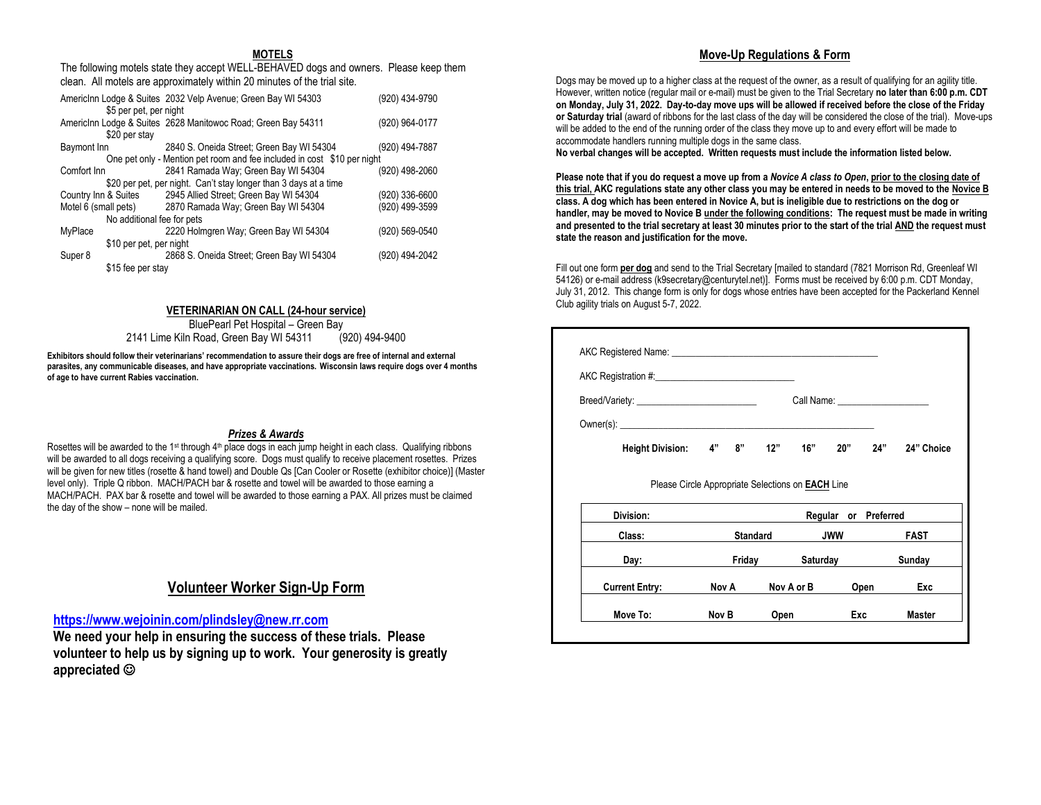## MOTELS

The following motels state they accept WELL-BEHAVED dogs and owners. Please keep them clean. All motels are approximately within 20 minutes of the trial site.

| Motel | Address | Phone |
|---|---|---|
| AmericInn Lodge & Suites | 2032 Velp Avenue; Green Bay WI 54303 | (920) 434-9790 |
| | $5 per pet, per night | |
| AmericInn Lodge & Suites | 2628 Manitowoc Road; Green Bay 54311 | (920) 964-0177 |
| | $20 per stay | |
| Baymont Inn | 2840 S. Oneida Street; Green Bay WI 54304 | (920) 494-7887 |
| | One pet only - Mention pet room and fee included in cost $10 per night | |
| Comfort Inn | 2841 Ramada Way; Green Bay WI 54304 | (920) 498-2060 |
| | $20 per pet, per night. Can't stay longer than 3 days at a time | |
| Country Inn & Suites | 2945 Allied Street; Green Bay WI 54304 | (920) 336-6600 |
| Motel 6 (small pets) | 2870 Ramada Way; Green Bay WI 54304 | (920) 499-3599 |
| | No additional fee for pets | |
| MyPlace | 2220 Holmgren Way; Green Bay WI 54304 | (920) 569-0540 |
| | $10 per pet, per night | |
| Super 8 | 2868 S. Oneida Street; Green Bay WI 54304 | (920) 494-2042 |
| | $15 fee per stay | |

## VETERINARIAN ON CALL (24-hour service)

BluePearl Pet Hospital – Green Bay
2141 Lime Kiln Road, Green Bay WI 54311 (920) 494-9400

**Exhibitors should follow their veterinarians' recommendation to assure their dogs are free of internal and external parasites, any communicable diseases, and have appropriate vaccinations. Wisconsin laws require dogs over 4 months of age to have current Rabies vaccination.**

## *Prizes & Awards*

Rosettes will be awarded to the 1st through 4th place dogs in each jump height in each class. Qualifying ribbons will be awarded to all dogs receiving a qualifying score. Dogs must qualify to receive placement rosettes. Prizes will be given for new titles (rosette & hand towel) and Double Qs [Can Cooler or Rosette (exhibitor choice)] (Master level only). Triple Q ribbon. MACH/PACH bar & rosette and towel will be awarded to those earning a MACH/PACH. PAX bar & rosette and towel will be awarded to those earning a PAX. All prizes must be claimed the day of the show – none will be mailed.

## Volunteer Worker Sign-Up Form

**https://www.wejoinin.com/plindsley@new.rr.com**

**We need your help in ensuring the success of these trials. Please volunteer to help us by signing up to work. Your generosity is greatly appreciated ☺**

## Move-Up Regulations & Form

Dogs may be moved up to a higher class at the request of the owner, as a result of qualifying for an agility title. However, written notice (regular mail or e-mail) must be given to the Trial Secretary **no later than 6:00 p.m. CDT on Monday, July 31, 2022. Day-to-day move ups will be allowed if received before the close of the Friday or Saturday trial** (award of ribbons for the last class of the day will be considered the close of the trial). Move-ups will be added to the end of the running order of the class they move up to and every effort will be made to accommodate handlers running multiple dogs in the same class.
**No verbal changes will be accepted. Written requests must include the information listed below.**

**Please note that if you do request a move up from a *Novice A class to Open*, prior to the closing date of this trial, AKC regulations state any other class you may be entered in needs to be moved to the Novice B class. A dog which has been entered in Novice A, but is ineligible due to restrictions on the dog or handler, may be moved to Novice B under the following conditions: The request must be made in writing and presented to the trial secretary at least 30 minutes prior to the start of the trial AND the request must state the reason and justification for the move.**

Fill out one form **per dog** and send to the Trial Secretary [mailed to standard (7821 Morrison Rd, Greenleaf WI 54126) or e-mail address (k9secretary@centurytel.net)]. Forms must be received by 6:00 p.m. CDT Monday, July 31, 2012. This change form is only for dogs whose entries have been accepted for the Packerland Kennel Club agility trials on August 5-7, 2022.

AKC Registered Name: ____________________________________________

AKC Registration #: ____________________________

Breed/Variety: _________________________ Call Name: ___________________

Owner(s): ______________________________________________________

**Height Division: 4" 8" 12" 16" 20" 24" 24" Choice**

Please Circle Appropriate Selections on **EACH** Line

| | | | | |
|---|---|---|---|---|
| **Division:** | | **Regular or Preferred** | | |
| **Class:** | **Standard** | | **JWW** | **FAST** |
| **Day:** | **Friday** | | **Saturday** | **Sunday** |
| **Current Entry:** | **Nov A** | **Nov A or B** | **Open** | **Exc** |
| **Move To:** | **Nov B** | **Open** | **Exc** | **Master** |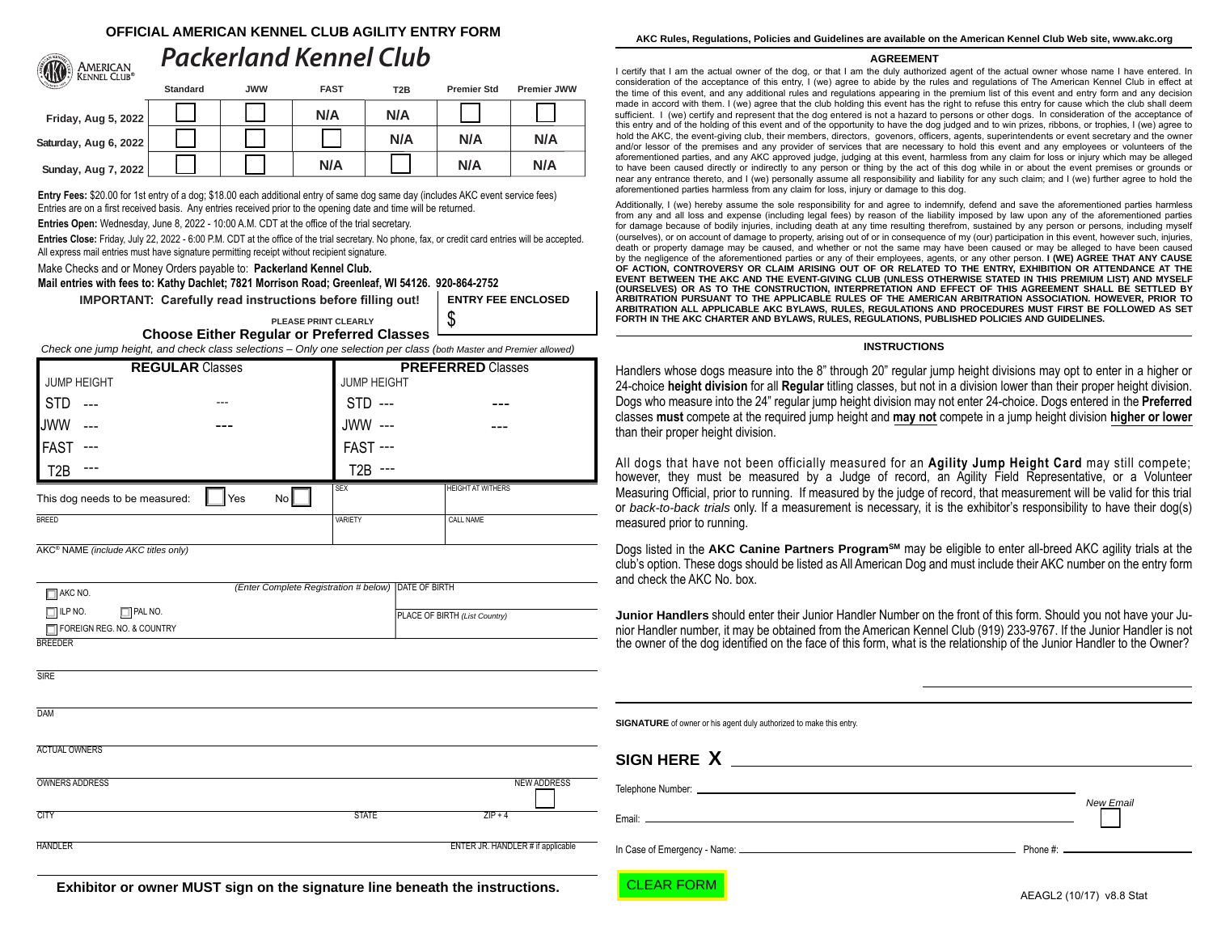# OFFICIAL AMERICAN KENNEL CLUB AGILITY ENTRY FORM

AMERICAN KENNEL CLUB®

## Packerland Kennel Club

| | Standard | JWW | FAST | T2B | Premier Std | Premier JWW |
|---|---|---|---|---|---|---|
| Friday, Aug 5, 2022 | ☐ | ☐ | N/A | N/A | ☐ | ☐ |
| Saturday, Aug 6, 2022 | ☐ | ☐ | ☐ | N/A | N/A | N/A |
| Sunday, Aug 7, 2022 | ☐ | ☐ | N/A | ☐ | N/A | N/A |

**Entry Fees:** $20.00 for 1st entry of a dog; $18.00 each additional entry of same dog same day (includes AKC event service fees)
Entries are on a first received basis. Any entries received prior to the opening date and time will be returned.

**Entries Open:** Wednesday, June 8, 2022 - 10:00 A.M. CDT at the office of the trial secretary.

**Entries Close:** Friday, July 22, 2022 - 6:00 P.M. CDT at the office of the trial secretary. No phone, fax, or credit card entries will be accepted. All express mail entries must have signature permitting receipt without recipient signature.

Make Checks and Money Orders payable to: **Packerland Kennel Club.**

**Mail entries with fees to: Kathy Dachlet; 7821 Morrison Road; Greenleaf, WI 54126. 920-864-2752**

**IMPORTANT: Carefully read instructions before filling out!**

**ENTRY FEE ENCLOSED** $

PLEASE PRINT CLEARLY

**Choose Either Regular or Preferred Classes**

*Check one jump height, and check class selections – Only one selection per class (both Master and Premier allowed)*

| **REGULAR** Classes | | **PREFERRED** Classes | |
|---|---|---|---|
| JUMP HEIGHT | | JUMP HEIGHT | |
| STD --- | --- | STD --- | --- |
| JWW --- | --- | JWW --- | --- |
| FAST --- | | FAST --- | |
| T2B --- | | T2B --- | |

This dog needs to be measured: ☐ Yes ☐ No

SEX | HEIGHT AT WITHERS

BREED | VARIETY | CALL NAME

AKC® NAME *(include AKC titles only)*

☐ AKC NO. *(Enter Complete Registration # below)* | DATE OF BIRTH

☐ ILP NO. ☐ PAL NO. | PLACE OF BIRTH *(List Country)*

☐ FOREIGN REG. NO. & COUNTRY

BREEDER

SIRE

DAM

ACTUAL OWNERS

OWNERS ADDRESS | NEW ADDRESS ☐

CITY | STATE | ZIP + 4

HANDLER | ENTER JR. HANDLER # if applicable

**Exhibitor or owner MUST sign on the signature line beneath the instructions.**

**AKC Rules, Regulations, Policies and Guidelines are available on the American Kennel Club Web site, www.akc.org**

### AGREEMENT

I certify that I am the actual owner of the dog, or that I am the duly authorized agent of the actual owner whose name I have entered. In consideration of the acceptance of this entry, I (we) agree to abide by the rules and regulations of The American Kennel Club in effect at the time of this event, and any additional rules and regulations appearing in the premium list of this event and entry form and any decision made in accord with them. I (we) agree that the club holding this event has the right to refuse this entry for cause which the club shall deem sufficient. I (we) certify and represent that the dog entered is not a hazard to persons or other dogs. In consideration of the acceptance of this entry and of the holding of this event and of the opportunity to have the dog judged and to win prizes, ribbons, or trophies, I (we) agree to hold the AKC, the event-giving club, their members, directors, govenors, officers, agents, superintendents or event secretary and the owner and/or lessor of the premises and any provider of services that are necessary to hold this event and any employees or volunteers of the aforementioned parties, and any AKC approved judge, judging at this event, harmless from any claim for loss or injury which may be alleged to have been caused directly or indirectly to any person or thing by the act of this dog while in or about the event premises or grounds or near any entrance thereto, and I (we) personally assume all responsibility and liability for any such claim; and I (we) further agree to hold the aforementioned parties harmless from any claim for loss, injury or damage to this dog.

Additionally, I (we) hereby assume the sole responsibility for and agree to indemnify, defend and save the aforementioned parties harmless from any and all loss and expense (including legal fees) by reason of the liability imposed by law upon any of the aforementioned parties for damage because of bodily injuries, including death at any time resulting therefrom, sustained by any person or persons, including myself (ourselves), or on account of damage to property, arising out of or in consequence of my (our) participation in this event, however such, injuries, death or property damage may be caused, and whether or not the same may have been caused or may be alleged to have been caused by the negligence of the aforementioned parties or any of their employees, agents, or any other person. **I (WE) AGREE THAT ANY CAUSE OF ACTION, CONTROVERSY OR CLAIM ARISING OUT OF OR RELATED TO THE ENTRY, EXHIBITION OR ATTENDANCE AT THE EVENT BETWEEN THE AKC AND THE EVENT-GIVING CLUB (UNLESS OTHERWISE STATED IN ITS PREMIUM LIST) AND MYSELF (OURSELVES) OR AS TO THE CONSTRUCTION, INTERPRETATION AND EFFECT OF THIS AGREEMENT SHALL BE SETTLED BY ARBITRATION PURSUANT TO THE APPLICABLE RULES OF THE AMERICAN ARBITRATION ASSOCIATION. HOWEVER, PRIOR TO ARBITRATION ALL APPLICABLE AKC BYLAWS, RULES, REGULATIONS AND PROCEDURES MUST FIRST BE FOLLOWED AS SET FORTH IN THE AKC CHARTER AND BYLAWS, RULES, REGULATIONS, PUBLISHED POLICIES AND GUIDELINES.**

### INSTRUCTIONS

Handlers whose dogs measure into the 8" through 20" regular jump height divisions may opt to enter in a higher or 24-choice **height division** for all **Regular** titling classes, but not in a division lower than their proper height division. Dogs who measure into the 24" regular jump height division may not enter 24-choice. Dogs entered in the **Preferred** classes **must** compete at the required jump height and **may not** compete in a jump height division **higher or lower** than their proper height division.

All dogs that have not been officially measured for an **Agility Jump Height Card** may still compete; however, they must be measured by a Judge of record, an Agility Field Representative, or a Volunteer Measuring Official, prior to running. If measured by the judge of record, that measurement will be valid for this trial or *back-to-back trials* only. If a measurement is necessary, it is the exhibitor's responsibility to have their dog(s) measured prior to running.

Dogs listed in the **AKC Canine Partners Program[SM]** may be eligible to enter all-breed AKC agility trials at the club's option. These dogs should be listed as All American Dog and must include their AKC number on the entry form and check the AKC No. box.

**Junior Handlers** should enter their Junior Handler Number on the front of this form. Should you not have your Junior Handler number, it may be obtained from the American Kennel Club (919) 233-9767. If the Junior Handler is not the owner of the dog identified on the face of this form, what is the relationship of the Junior Handler to the Owner? ______________

**SIGNATURE** of owner or his agent duly authorized to make this entry.

**SIGN HERE X** ______________________________

Telephone Number: ______________________________

Email: ______________________________ *New Email* ☐

In Case of Emergency - Name: ______________________ Phone #: ______________

CLEAR FORM

AEAGL2 (10/17) v8.8 Stat